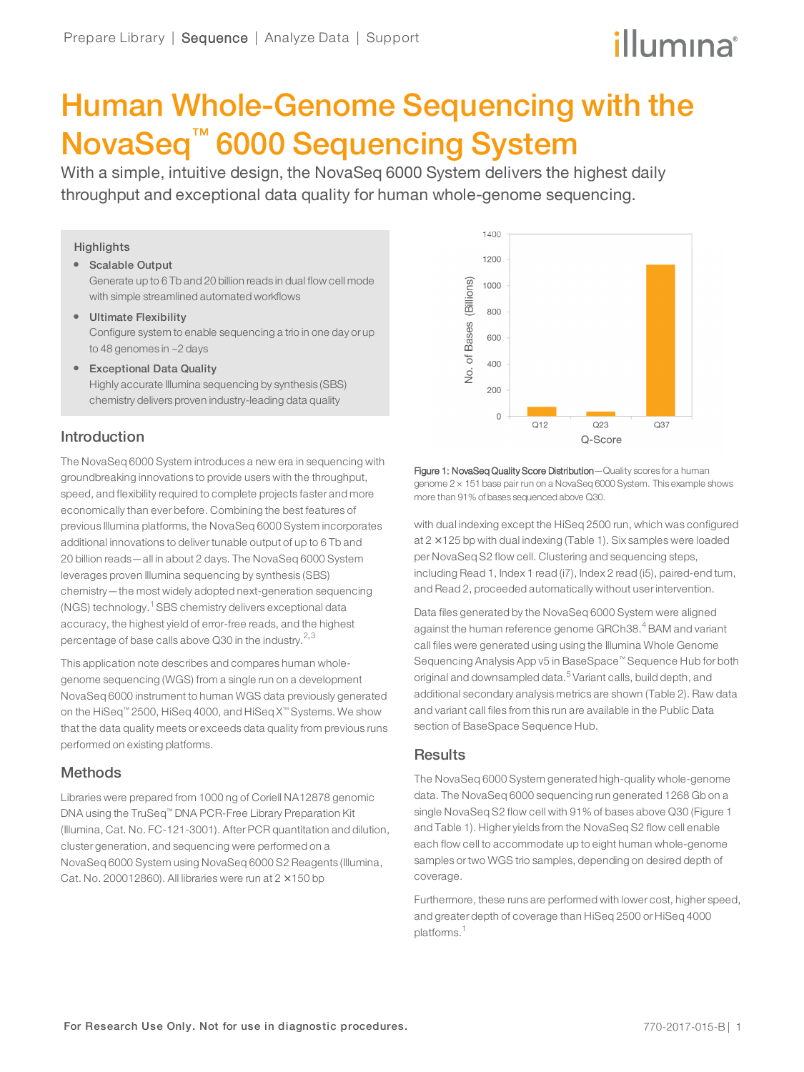# Human Whole-Genome Sequencing with the NovaSeq™ 6000 Sequencing System

With a simple, intuitive design, the NovaSeq 6000 System delivers the highest daily throughput and exceptional data quality for human whole-genome sequencing.

### Highlights

- **Scalable Output**
  Generate up to 6 Tb and 20 billion reads in dual flow cell mode with simple streamlined automated workflows
- **Ultimate Flexibility**
  Configure system to enable sequencing a trio in one day or up to 48 genomes in ~2 days
- **Exceptional Data Quality**
  Highly accurate Illumina sequencing by synthesis (SBS) chemistry delivers proven industry-leading data quality

## Introduction

The NovaSeq 6000 System introduces a new era in sequencing with groundbreaking innovations to provide users with the throughput, speed, and flexibility required to complete projects faster and more economically than ever before. Combining the best features of previous Illumina platforms, the NovaSeq 6000 System incorporates additional innovations to deliver tunable output of up to 6 Tb and 20 billion reads—all in about 2 days. The NovaSeq 6000 System leverages proven Illumina sequencing by synthesis (SBS) chemistry—the most widely adopted next-generation sequencing (NGS) technology.[1] SBS chemistry delivers exceptional data accuracy, the highest yield of error-free reads, and the highest percentage of base calls above Q30 in the industry.[2,3]

This application note describes and compares human whole-genome sequencing (WGS) from a single run on a development NovaSeq 6000 instrument to human WGS data previously generated on the HiSeq™ 2500, HiSeq 4000, and HiSeq X™ Systems. We show that the data quality meets or exceeds data quality from previous runs performed on existing platforms.

## Methods

Libraries were prepared from 1000 ng of Coriell NA12878 genomic DNA using the TruSeq™ DNA PCR-Free Library Preparation Kit (Illumina, Cat. No. FC-121-3001). After PCR quantitation and dilution, cluster generation, and sequencing were performed on a NovaSeq 6000 System using NovaSeq 6000 S2 Reagents (Illumina, Cat. No. 200012860). All libraries were run at 2 × 150 bp with dual indexing except the HiSeq 2500 run, which was configured at 2 × 125 bp with dual indexing (Table 1). Six samples were loaded per NovaSeq S2 flow cell. Clustering and sequencing steps, including Read 1, Index 1 read (i7), Index 2 read (i5), paired-end turn, and Read 2, proceeded automatically without user intervention.

Data files generated by the NovaSeq 6000 System were aligned against the human reference genome GRCh38.[4] BAM and variant call files were generated using using the Illumina Whole Genome Sequencing Analysis App v5 in BaseSpace™ Sequence Hub for both original and downsampled data.[5] Variant calls, build depth, and additional secondary analysis metrics are shown (Table 2). Raw data and variant call files from this run are available in the Public Data section of BaseSpace Sequence Hub.

1400
1200
1000
800
600
400
200
0
No. of Bases (Billions)
Q12
Q23
Q37
Q-Score

Figure 1: NovaSeq Quality Score Distribution—Quality scores for a human genome 2 × 151 base pair run on a NovaSeq 6000 System. This example shows more than 91% of bases sequenced above Q30.

## Results

The NovaSeq 6000 System generated high-quality whole-genome data. The NovaSeq 6000 sequencing run generated 1268 Gb on a single NovaSeq S2 flow cell with 91% of bases above Q30 (Figure 1 and Table 1). Higher yields from the NovaSeq S2 flow cell enable each flow cell to accommodate up to eight human whole-genome samples or two WGS trio samples, depending on desired depth of coverage.

Furthermore, these runs are performed with lower cost, higher speed, and greater depth of coverage than HiSeq 2500 or HiSeq 4000 platforms.[1]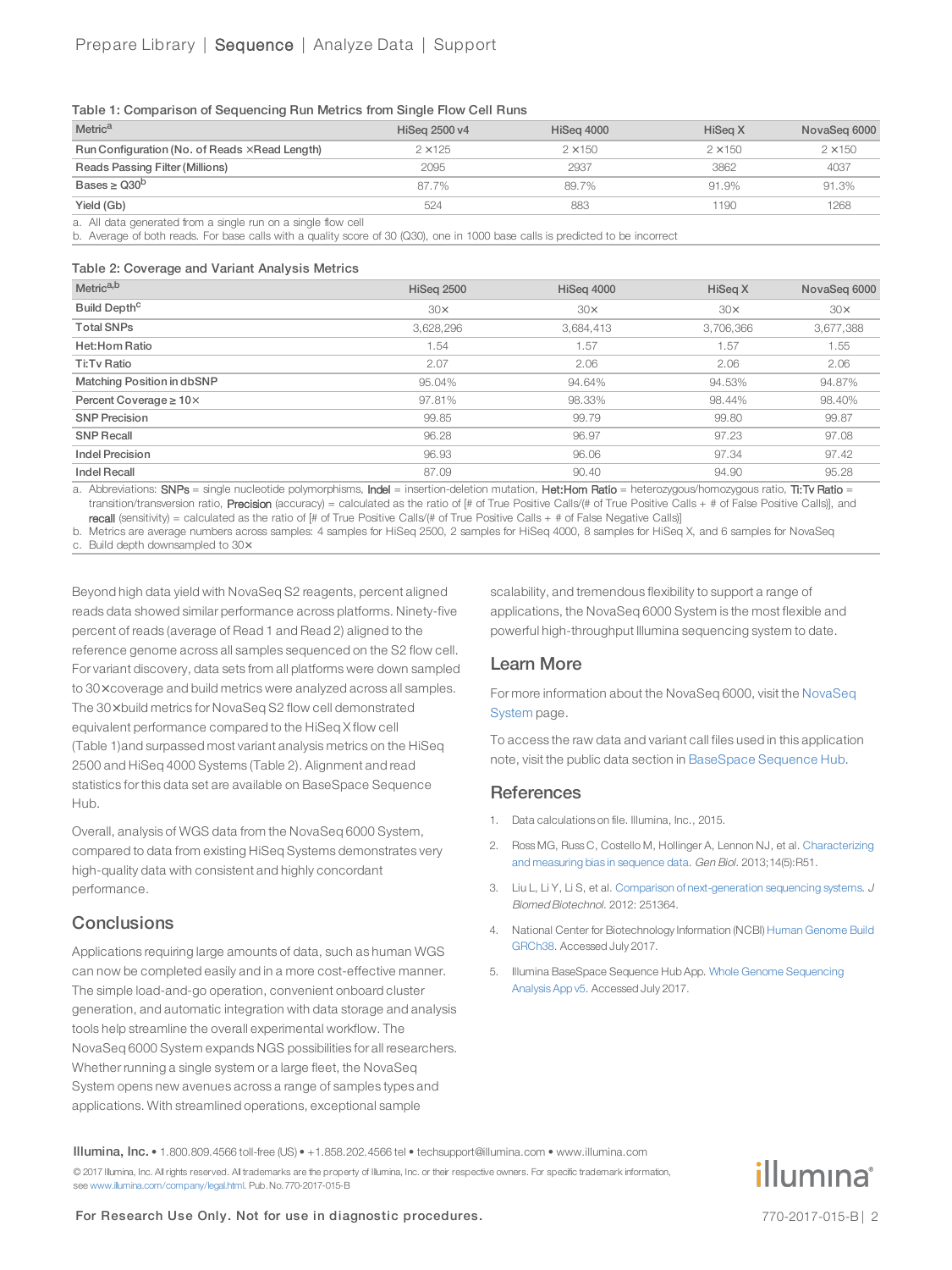Table 1: Comparison of Sequencing Run Metrics from Single Flow Cell Runs

| Metric[a] | HiSeq 2500 v4 | HiSeq 4000 | HiSeq X | NovaSeq 6000 |
|---|---|---|---|---|
| Run Configuration (No. of Reads × Read Length) | 2 × 125 | 2 × 150 | 2 × 150 | 2 × 150 |
| Reads Passing Filter (Millions) | 2095 | 2937 | 3862 | 4037 |
| Bases ≥ Q30[b] | 87.7% | 89.7% | 91.9% | 91.3% |
| Yield (Gb) | 524 | 883 | 1190 | 1268 |

a. All data generated from a single run on a single flow cell
b. Average of both reads. For base calls with a quality score of 30 (Q30), one in 1000 base calls is predicted to be incorrect

Table 2: Coverage and Variant Analysis Metrics

| Metric[a,b] | HiSeq 2500 | HiSeq 4000 | HiSeq X | NovaSeq 6000 |
|---|---|---|---|---|
| Build Depth[c] | 30× | 30× | 30× | 30× |
| Total SNPs | 3,628,296 | 3,684,413 | 3,706,366 | 3,677,388 |
| Het:Hom Ratio | 1.54 | 1.57 | 1.57 | 1.55 |
| Ti:Tv Ratio | 2.07 | 2.06 | 2.06 | 2.06 |
| Matching Position in dbSNP | 95.04% | 94.64% | 94.53% | 94.87% |
| Percent Coverage ≥ 10× | 97.81% | 98.33% | 98.44% | 98.40% |
| SNP Precision | 99.85 | 99.79 | 99.80 | 99.87 |
| SNP Recall | 96.28 | 96.97 | 97.23 | 97.08 |
| Indel Precision | 96.93 | 96.06 | 97.34 | 97.42 |
| Indel Recall | 87.09 | 90.40 | 94.90 | 95.28 |

a. Abbreviations: **SNPs** = single nucleotide polymorphisms, **Indel** = insertion-deletion mutation, **Het:Hom Ratio** = heterozygous/homozygous ratio, **Ti:Tv Ratio** = transition/transversion ratio, **Precision** (accuracy) = calculated as the ratio of [# of True Positive Calls/(# of True Positive Calls + # of False Positive Calls)], and **recall** (sensitivity) = calculated as the ratio of [# of True Positive Calls/(# of True Positive Calls + # of False Negative Calls)]
b. Metrics are average numbers across samples: 4 samples for HiSeq 2500, 2 samples for HiSeq 4000, 8 samples for HiSeq X, and 6 samples for NovaSeq
c. Build depth downsampled to 30×

Beyond high data yield with NovaSeq S2 reagents, percent aligned reads data showed similar performance across platforms. Ninety-five percent of reads (average of Read 1 and Read 2) aligned to the reference genome across all samples sequenced on the S2 flow cell. For variant discovery, data sets from all platforms were down sampled to 30× coverage and build metrics were analyzed across all samples. The 30× build metrics for NovaSeq S2 flow cell demonstrated equivalent performance compared to the HiSeq X flow cell (Table 1) and surpassed most variant analysis metrics on the HiSeq 2500 and HiSeq 4000 Systems (Table 2). Alignment and read statistics for this data set are available on BaseSpace Sequence Hub.

Overall, analysis of WGS data from the NovaSeq 6000 System, compared to data from existing HiSeq Systems demonstrates very high-quality data with consistent and highly concordant performance.

## Conclusions

Applications requiring large amounts of data, such as human WGS can now be completed easily and in a more cost-effective manner. The simple load-and-go operation, convenient onboard cluster generation, and automatic integration with data storage and analysis tools help streamline the overall experimental workflow. The NovaSeq 6000 System expands NGS possibilities for all researchers. Whether running a single system or a large fleet, the NovaSeq System opens new avenues across a range of samples types and applications. With streamlined operations, exceptional sample scalability, and tremendous flexibility to support a range of applications, the NovaSeq 6000 System is the most flexible and powerful high-throughput Illumina sequencing system to date.

## Learn More

For more information about the NovaSeq 6000, visit the NovaSeq System page.

To access the raw data and variant call files used in this application note, visit the public data section in BaseSpace Sequence Hub.

## References

1. Data calculations on file. Illumina, Inc., 2015.
2. Ross MG, Russ C, Costello M, Hollinger A, Lennon NJ, et al. Characterizing and measuring bias in sequence data. *Gen Biol.* 2013;14(5):R51.
3. Liu L, Li Y, Li S, et al. Comparison of next-generation sequencing systems. *J Biomed Biotechnol.* 2012: 251364.
4. National Center for Biotechnology Information (NCBI) Human Genome Build GRCh38. Accessed July 2017.
5. Illumina BaseSpace Sequence Hub App. Whole Genome Sequencing Analysis App v5. Accessed July 2017.

**Illumina, Inc.** • 1.800.809.4566 toll-free (US) • +1.858.202.4566 tel • techsupport@illumina.com • www.illumina.com

© 2017 Illumina, Inc. All rights reserved. All trademarks are the property of Illumina, Inc. or their respective owners. For specific trademark information, see www.illumina.com/company/legal.html. Pub. No. 770-2017-015-B

For Research Use Only. Not for use in diagnostic procedures.